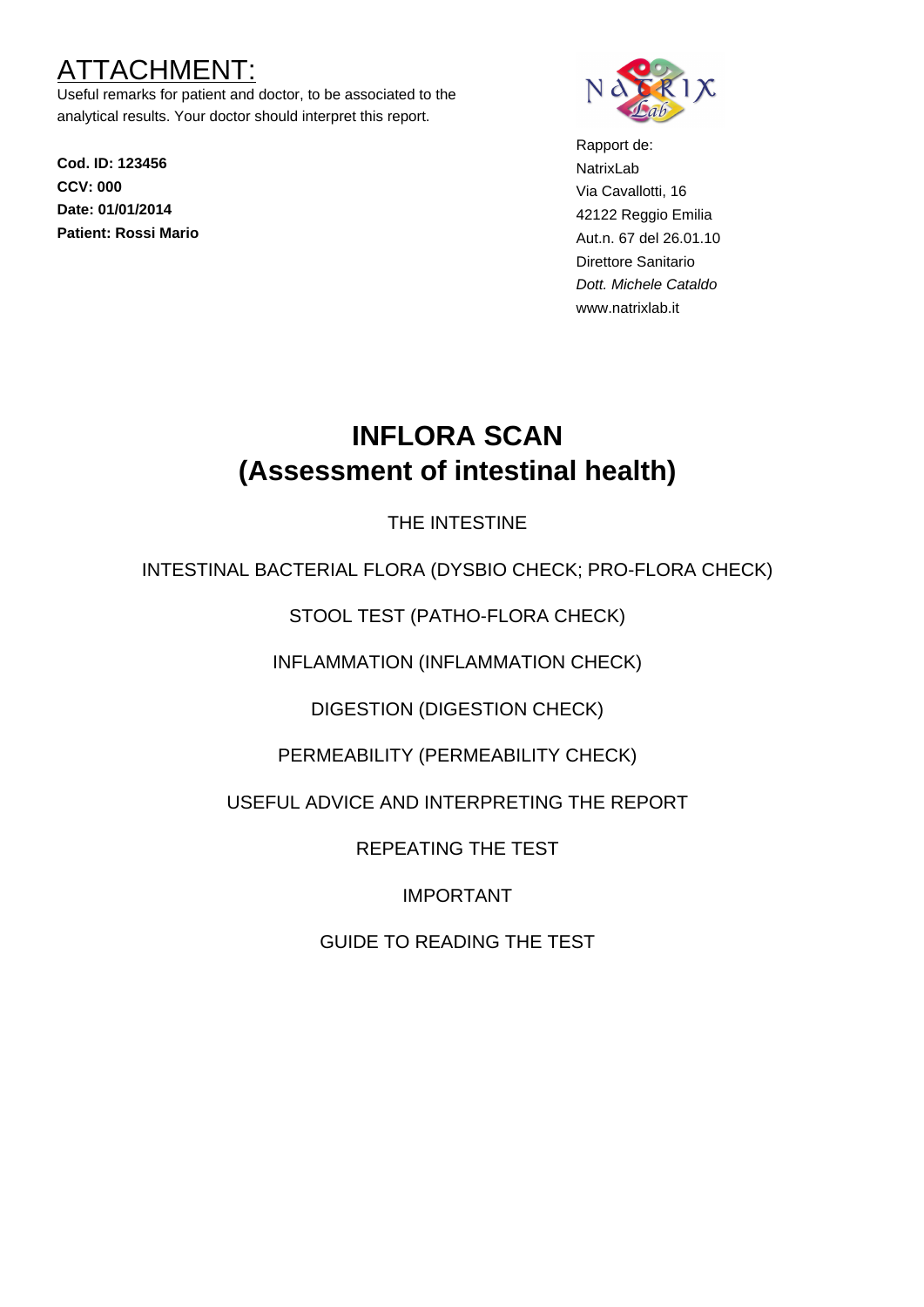# ATTACHMENT:

Useful remarks for patient and doctor, to be associated to the analytical results. Your doctor should interpret this report.

**Cod. ID: 123456**
**CCV: 000**
**Date: 01/01/2014**
**Patient: Rossi Mario**

Rapport de:
NatrixLab
Via Cavallotti, 16
42122 Reggio Emilia
Aut.n. 67 del 26.01.10
Direttore Sanitario
*Dott. Michele Cataldo*
www.natrixlab.it

# INFLORA SCAN
# (Assessment of intestinal health)

THE INTESTINE

INTESTINAL BACTERIAL FLORA (DYSBIO CHECK; PRO-FLORA CHECK)

STOOL TEST (PATHO-FLORA CHECK)

INFLAMMATION (INFLAMMATION CHECK)

DIGESTION (DIGESTION CHECK)

PERMEABILITY (PERMEABILITY CHECK)

USEFUL ADVICE AND INTERPRETING THE REPORT

REPEATING THE TEST

IMPORTANT

GUIDE TO READING THE TEST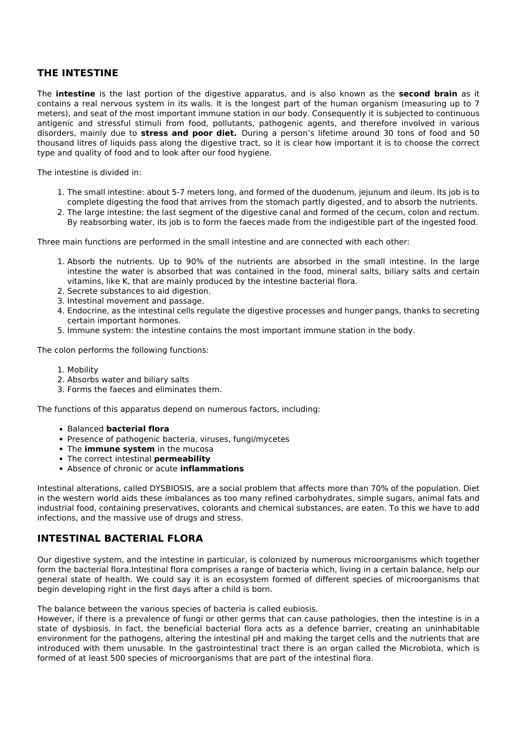## THE INTESTINE

The **intestine** is the last portion of the digestive apparatus, and is also known as the **second brain** as it contains a real nervous system in its walls. It is the longest part of the human organism (measuring up to 7 meters), and seat of the most important immune station in our body. Consequently it is subjected to continuous antigenic and stressful stimuli from food, pollutants, pathogenic agents, and therefore involved in various disorders, mainly due to **stress and poor diet.** During a person's lifetime around 30 tons of food and 50 thousand litres of liquids pass along the digestive tract, so it is clear how important it is to choose the correct type and quality of food and to look after our food hygiene.

The intestine is divided in:

1. The small intestine: about 5-7 meters long, and formed of the duodenum, jejunum and ileum. Its job is to complete digesting the food that arrives from the stomach partly digested, and to absorb the nutrients.
2. The large intestine: the last segment of the digestive canal and formed of the cecum, colon and rectum. By reabsorbing water, its job is to form the faeces made from the indigestible part of the ingested food.

Three main functions are performed in the small intestine and are connected with each other:

1. Absorb the nutrients. Up to 90% of the nutrients are absorbed in the small intestine. In the large intestine the water is absorbed that was contained in the food, mineral salts, biliary salts and certain vitamins, like K, that are mainly produced by the intestine bacterial flora.
2. Secrete substances to aid digestion.
3. Intestinal movement and passage.
4. Endocrine, as the intestinal cells regulate the digestive processes and hunger pangs, thanks to secreting certain important hormones.
5. Immune system: the intestine contains the most important immune station in the body.

The colon performs the following functions:

1. Mobility
2. Absorbs water and biliary salts
3. Forms the faeces and eliminates them.

The functions of this apparatus depend on numerous factors, including:

- Balanced **bacterial flora**
- Presence of pathogenic bacteria, viruses, fungi/mycetes
- The **immune system** in the mucosa
- The correct intestinal **permeability**
- Absence of chronic or acute **inflammations**

Intestinal alterations, called DYSBIOSIS, are a social problem that affects more than 70% of the population. Diet in the western world aids these imbalances as too many refined carbohydrates, simple sugars, animal fats and industrial food, containing preservatives, colorants and chemical substances, are eaten. To this we have to add infections, and the massive use of drugs and stress.

## INTESTINAL BACTERIAL FLORA

Our digestive system, and the intestine in particular, is colonized by numerous microorganisms which together form the bacterial flora.Intestinal flora comprises a range of bacteria which, living in a certain balance, help our general state of health. We could say it is an ecosystem formed of different species of microorganisms that begin developing right in the first days after a child is born.

The balance between the various species of bacteria is called eubiosis.
However, if there is a prevalence of fungi or other germs that can cause pathologies, then the intestine is in a state of dysbiosis. In fact, the beneficial bacterial flora acts as a defence barrier, creating an uninhabitable environment for the pathogens, altering the intestinal pH and making the target cells and the nutrients that are introduced with them unusable. In the gastrointestinal tract there is an organ called the Microbiota, which is formed of at least 500 species of microorganisms that are part of the intestinal flora.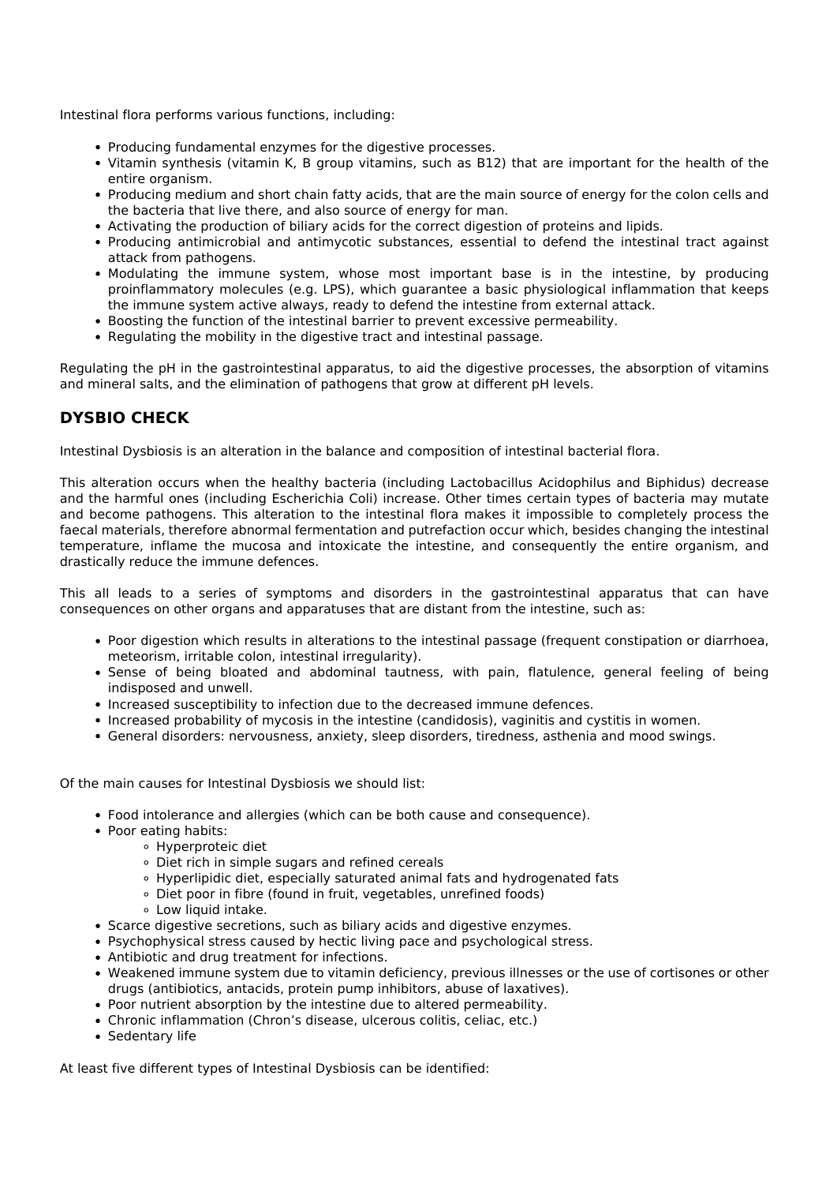Intestinal flora performs various functions, including:

- Producing fundamental enzymes for the digestive processes.
- Vitamin synthesis (vitamin K, B group vitamins, such as B12) that are important for the health of the entire organism.
- Producing medium and short chain fatty acids, that are the main source of energy for the colon cells and the bacteria that live there, and also source of energy for man.
- Activating the production of biliary acids for the correct digestion of proteins and lipids.
- Producing antimicrobial and antimycotic substances, essential to defend the intestinal tract against attack from pathogens.
- Modulating the immune system, whose most important base is in the intestine, by producing proinflammatory molecules (e.g. LPS), which guarantee a basic physiological inflammation that keeps the immune system active always, ready to defend the intestine from external attack.
- Boosting the function of the intestinal barrier to prevent excessive permeability.
- Regulating the mobility in the digestive tract and intestinal passage.

Regulating the pH in the gastrointestinal apparatus, to aid the digestive processes, the absorption of vitamins and mineral salts, and the elimination of pathogens that grow at different pH levels.

## DYSBIO CHECK

Intestinal Dysbiosis is an alteration in the balance and composition of intestinal bacterial flora.

This alteration occurs when the healthy bacteria (including Lactobacillus Acidophilus and Biphidus) decrease and the harmful ones (including Escherichia Coli) increase. Other times certain types of bacteria may mutate and become pathogens. This alteration to the intestinal flora makes it impossible to completely process the faecal materials, therefore abnormal fermentation and putrefaction occur which, besides changing the intestinal temperature, inflame the mucosa and intoxicate the intestine, and consequently the entire organism, and drastically reduce the immune defences.

This all leads to a series of symptoms and disorders in the gastrointestinal apparatus that can have consequences on other organs and apparatuses that are distant from the intestine, such as:

- Poor digestion which results in alterations to the intestinal passage (frequent constipation or diarrhoea, meteorism, irritable colon, intestinal irregularity).
- Sense of being bloated and abdominal tautness, with pain, flatulence, general feeling of being indisposed and unwell.
- Increased susceptibility to infection due to the decreased immune defences.
- Increased probability of mycosis in the intestine (candidosis), vaginitis and cystitis in women.
- General disorders: nervousness, anxiety, sleep disorders, tiredness, asthenia and mood swings.

Of the main causes for Intestinal Dysbiosis we should list:

- Food intolerance and allergies (which can be both cause and consequence).
- Poor eating habits:
  - Hyperproteic diet
  - Diet rich in simple sugars and refined cereals
  - Hyperlipidic diet, especially saturated animal fats and hydrogenated fats
  - Diet poor in fibre (found in fruit, vegetables, unrefined foods)
  - Low liquid intake.
- Scarce digestive secretions, such as biliary acids and digestive enzymes.
- Psychophysical stress caused by hectic living pace and psychological stress.
- Antibiotic and drug treatment for infections.
- Weakened immune system due to vitamin deficiency, previous illnesses or the use of cortisones or other drugs (antibiotics, antacids, protein pump inhibitors, abuse of laxatives).
- Poor nutrient absorption by the intestine due to altered permeability.
- Chronic inflammation (Chron's disease, ulcerous colitis, celiac, etc.)
- Sedentary life

At least five different types of Intestinal Dysbiosis can be identified: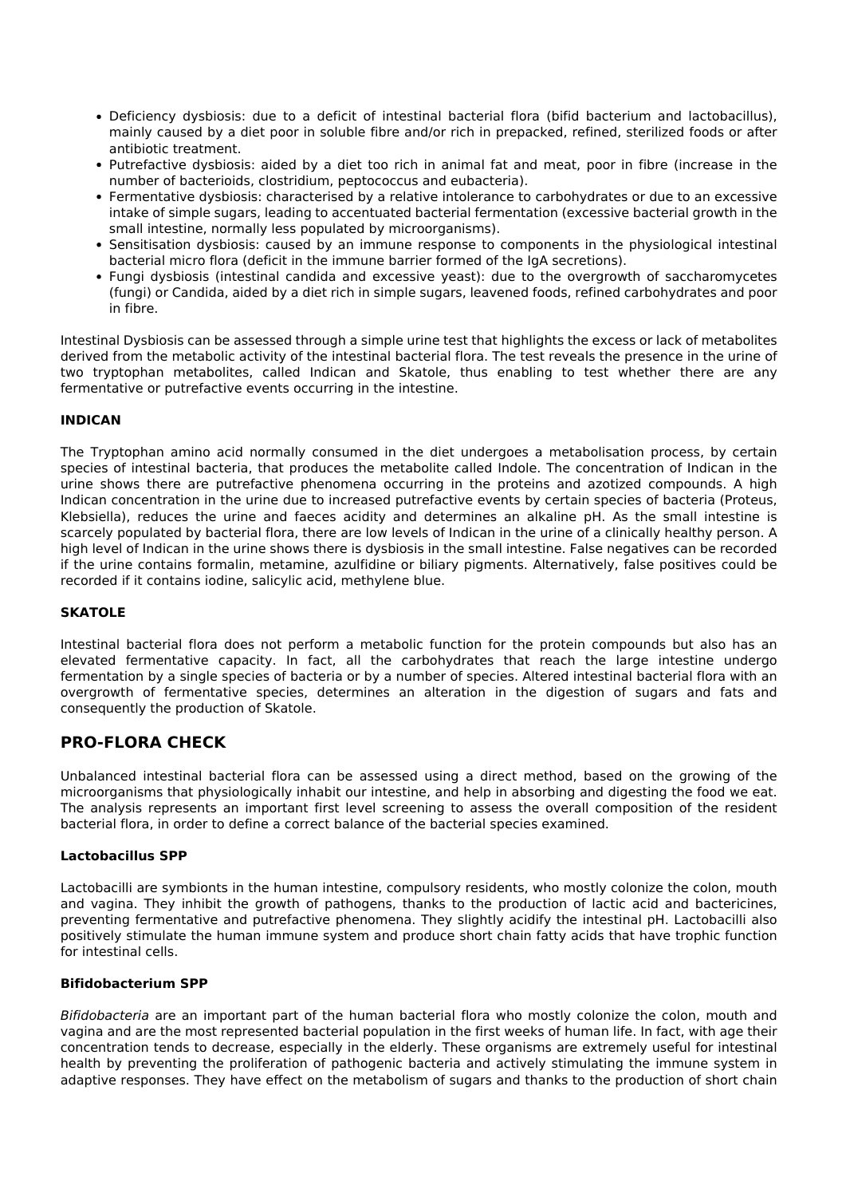- Deficiency dysbiosis: due to a deficit of intestinal bacterial flora (bifid bacterium and lactobacillus), mainly caused by a diet poor in soluble fibre and/or rich in prepacked, refined, sterilized foods or after antibiotic treatment.
- Putrefactive dysbiosis: aided by a diet too rich in animal fat and meat, poor in fibre (increase in the number of bacterioids, clostridium, peptococcus and eubacteria).
- Fermentative dysbiosis: characterised by a relative intolerance to carbohydrates or due to an excessive intake of simple sugars, leading to accentuated bacterial fermentation (excessive bacterial growth in the small intestine, normally less populated by microorganisms).
- Sensitisation dysbiosis: caused by an immune response to components in the physiological intestinal bacterial micro flora (deficit in the immune barrier formed of the IgA secretions).
- Fungi dysbiosis (intestinal candida and excessive yeast): due to the overgrowth of saccharomycetes (fungi) or Candida, aided by a diet rich in simple sugars, leavened foods, refined carbohydrates and poor in fibre.

Intestinal Dysbiosis can be assessed through a simple urine test that highlights the excess or lack of metabolites derived from the metabolic activity of the intestinal bacterial flora. The test reveals the presence in the urine of two tryptophan metabolites, called Indican and Skatole, thus enabling to test whether there are any fermentative or putrefactive events occurring in the intestine.

**INDICAN**

The Tryptophan amino acid normally consumed in the diet undergoes a metabolisation process, by certain species of intestinal bacteria, that produces the metabolite called Indole. The concentration of Indican in the urine shows there are putrefactive phenomena occurring in the proteins and azotized compounds. A high Indican concentration in the urine due to increased putrefactive events by certain species of bacteria (Proteus, Klebsiella), reduces the urine and faeces acidity and determines an alkaline pH. As the small intestine is scarcely populated by bacterial flora, there are low levels of Indican in the urine of a clinically healthy person. A high level of Indican in the urine shows there is dysbiosis in the small intestine. False negatives can be recorded if the urine contains formalin, metamine, azulfidine or biliary pigments. Alternatively, false positives could be recorded if it contains iodine, salicylic acid, methylene blue.

**SKATOLE**

Intestinal bacterial flora does not perform a metabolic function for the protein compounds but also has an elevated fermentative capacity. In fact, all the carbohydrates that reach the large intestine undergo fermentation by a single species of bacteria or by a number of species. Altered intestinal bacterial flora with an overgrowth of fermentative species, determines an alteration in the digestion of sugars and fats and consequently the production of Skatole.

## PRO-FLORA CHECK

Unbalanced intestinal bacterial flora can be assessed using a direct method, based on the growing of the microorganisms that physiologically inhabit our intestine, and help in absorbing and digesting the food we eat. The analysis represents an important first level screening to assess the overall composition of the resident bacterial flora, in order to define a correct balance of the bacterial species examined.

**Lactobacillus SPP**

Lactobacilli are symbionts in the human intestine, compulsory residents, who mostly colonize the colon, mouth and vagina. They inhibit the growth of pathogens, thanks to the production of lactic acid and bactericines, preventing fermentative and putrefactive phenomena. They slightly acidify the intestinal pH. Lactobacilli also positively stimulate the human immune system and produce short chain fatty acids that have trophic function for intestinal cells.

**Bifidobacterium SPP**

*Bifidobacteria* are an important part of the human bacterial flora who mostly colonize the colon, mouth and vagina and are the most represented bacterial population in the first weeks of human life. In fact, with age their concentration tends to decrease, especially in the elderly. These organisms are extremely useful for intestinal health by preventing the proliferation of pathogenic bacteria and actively stimulating the immune system in adaptive responses. They have effect on the metabolism of sugars and thanks to the production of short chain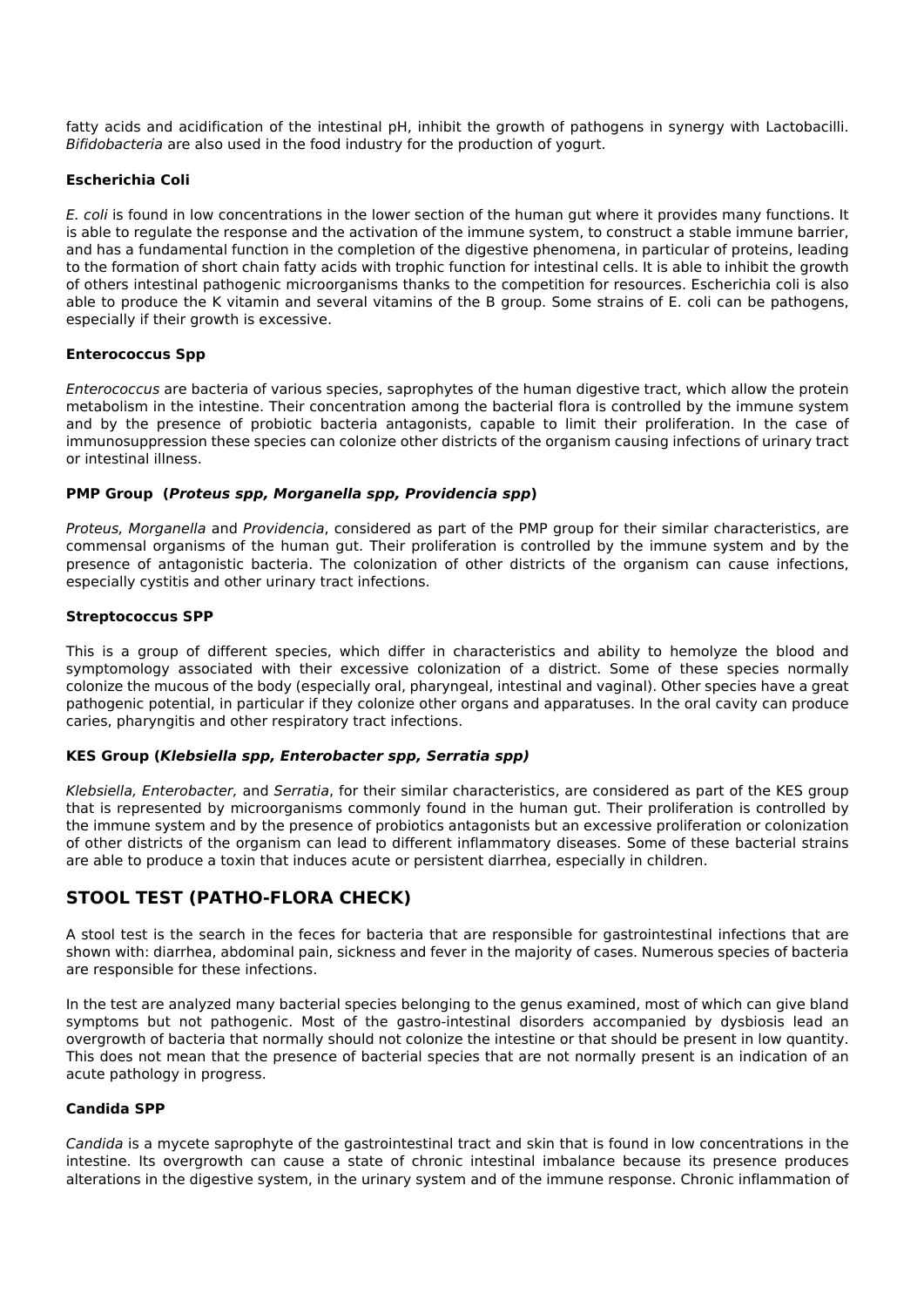fatty acids and acidification of the intestinal pH, inhibit the growth of pathogens in synergy with Lactobacilli. *Bifidobacteria* are also used in the food industry for the production of yogurt.

**Escherichia Coli**

*E. coli* is found in low concentrations in the lower section of the human gut where it provides many functions. It is able to regulate the response and the activation of the immune system, to construct a stable immune barrier, and has a fundamental function in the completion of the digestive phenomena, in particular of proteins, leading to the formation of short chain fatty acids with trophic function for intestinal cells. It is able to inhibit the growth of others intestinal pathogenic microorganisms thanks to the competition for resources. Escherichia coli is also able to produce the K vitamin and several vitamins of the B group. Some strains of E. coli can be pathogens, especially if their growth is excessive.

**Enterococcus Spp**

*Enterococcus* are bacteria of various species, saprophytes of the human digestive tract, which allow the protein metabolism in the intestine. Their concentration among the bacterial flora is controlled by the immune system and by the presence of probiotic bacteria antagonists, capable to limit their proliferation. In the case of immunosuppression these species can colonize other districts of the organism causing infections of urinary tract or intestinal illness.

**PMP Group (*Proteus spp, Morganella spp, Providencia spp*)**

*Proteus, Morganella* and *Providencia*, considered as part of the PMP group for their similar characteristics, are commensal organisms of the human gut. Their proliferation is controlled by the immune system and by the presence of antagonistic bacteria. The colonization of other districts of the organism can cause infections, especially cystitis and other urinary tract infections.

**Streptococcus SPP**

This is a group of different species, which differ in characteristics and ability to hemolyze the blood and symptomology associated with their excessive colonization of a district. Some of these species normally colonize the mucous of the body (especially oral, pharyngeal, intestinal and vaginal). Other species have a great pathogenic potential, in particular if they colonize other organs and apparatuses. In the oral cavity can produce caries, pharyngitis and other respiratory tract infections.

**KES Group (*Klebsiella spp, Enterobacter spp, Serratia spp*)**

*Klebsiella, Enterobacter,* and *Serratia*, for their similar characteristics, are considered as part of the KES group that is represented by microorganisms commonly found in the human gut. Their proliferation is controlled by the immune system and by the presence of probiotics antagonists but an excessive proliferation or colonization of other districts of the organism can lead to different inflammatory diseases. Some of these bacterial strains are able to produce a toxin that induces acute or persistent diarrhea, especially in children.

## STOOL TEST (PATHO-FLORA CHECK)

A stool test is the search in the feces for bacteria that are responsible for gastrointestinal infections that are shown with: diarrhea, abdominal pain, sickness and fever in the majority of cases. Numerous species of bacteria are responsible for these infections.

In the test are analyzed many bacterial species belonging to the genus examined, most of which can give bland symptoms but not pathogenic. Most of the gastro-intestinal disorders accompanied by dysbiosis lead an overgrowth of bacteria that normally should not colonize the intestine or that should be present in low quantity. This does not mean that the presence of bacterial species that are not normally present is an indication of an acute pathology in progress.

**Candida SPP**

*Candida* is a mycete saprophyte of the gastrointestinal tract and skin that is found in low concentrations in the intestine. Its overgrowth can cause a state of chronic intestinal imbalance because its presence produces alterations in the digestive system, in the urinary system and of the immune response. Chronic inflammation of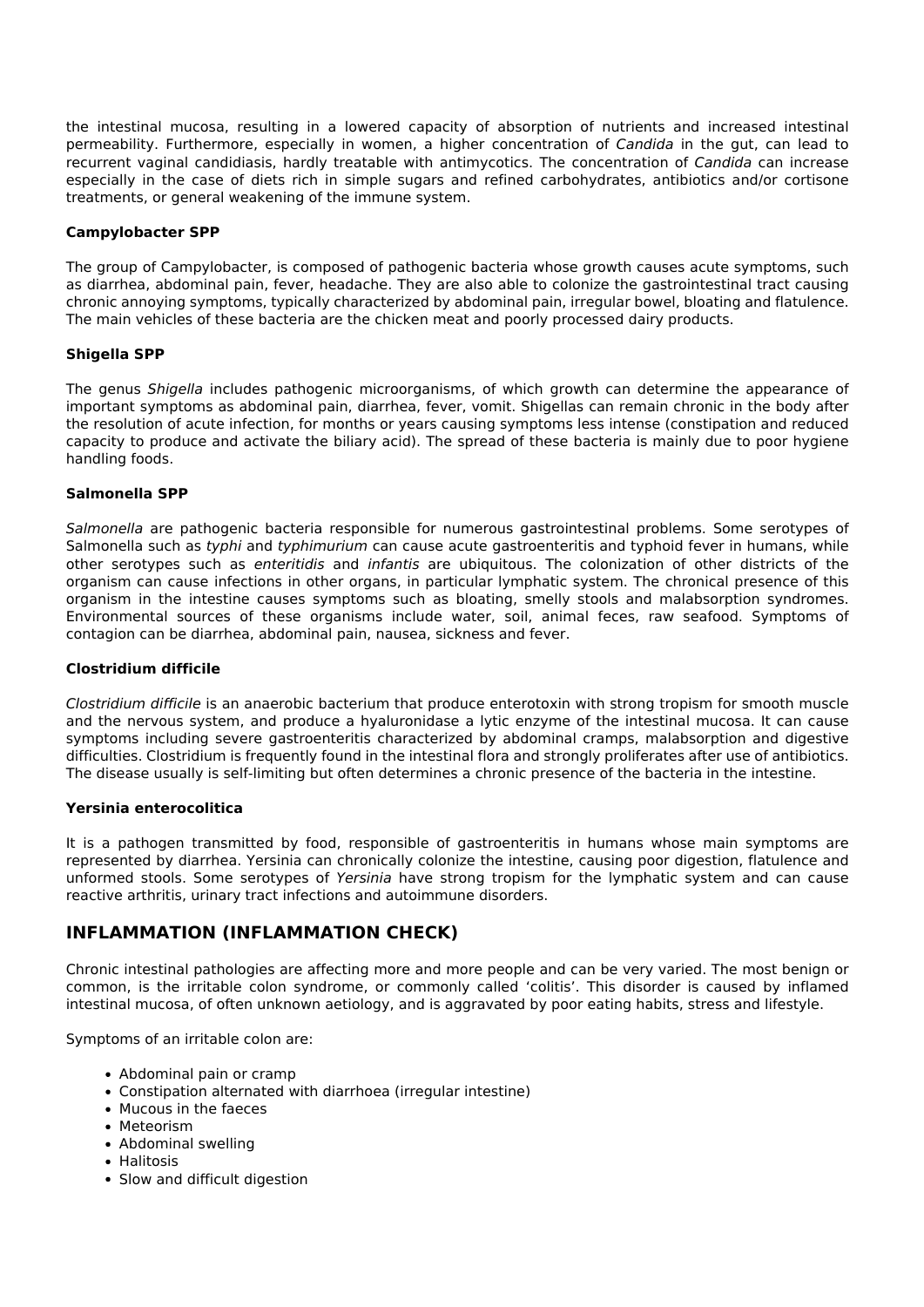the intestinal mucosa, resulting in a lowered capacity of absorption of nutrients and increased intestinal permeability. Furthermore, especially in women, a higher concentration of *Candida* in the gut, can lead to recurrent vaginal candidiasis, hardly treatable with antimycotics. The concentration of *Candida* can increase especially in the case of diets rich in simple sugars and refined carbohydrates, antibiotics and/or cortisone treatments, or general weakening of the immune system.

**Campylobacter SPP**

The group of Campylobacter, is composed of pathogenic bacteria whose growth causes acute symptoms, such as diarrhea, abdominal pain, fever, headache. They are also able to colonize the gastrointestinal tract causing chronic annoying symptoms, typically characterized by abdominal pain, irregular bowel, bloating and flatulence. The main vehicles of these bacteria are the chicken meat and poorly processed dairy products.

**Shigella SPP**

The genus *Shigella* includes pathogenic microorganisms, of which growth can determine the appearance of important symptoms as abdominal pain, diarrhea, fever, vomit. Shigellas can remain chronic in the body after the resolution of acute infection, for months or years causing symptoms less intense (constipation and reduced capacity to produce and activate the biliary acid). The spread of these bacteria is mainly due to poor hygiene handling foods.

**Salmonella SPP**

*Salmonella* are pathogenic bacteria responsible for numerous gastrointestinal problems. Some serotypes of Salmonella such as *typhi* and *typhimurium* can cause acute gastroenteritis and typhoid fever in humans, while other serotypes such as *enteritidis* and *infantis* are ubiquitous. The colonization of other districts of the organism can cause infections in other organs, in particular lymphatic system. The chronical presence of this organism in the intestine causes symptoms such as bloating, smelly stools and malabsorption syndromes. Environmental sources of these organisms include water, soil, animal feces, raw seafood. Symptoms of contagion can be diarrhea, abdominal pain, nausea, sickness and fever.

**Clostridium difficile**

*Clostridium difficile* is an anaerobic bacterium that produce enterotoxin with strong tropism for smooth muscle and the nervous system, and produce a hyaluronidase a lytic enzyme of the intestinal mucosa. It can cause symptoms including severe gastroenteritis characterized by abdominal cramps, malabsorption and digestive difficulties. Clostridium is frequently found in the intestinal flora and strongly proliferates after use of antibiotics. The disease usually is self-limiting but often determines a chronic presence of the bacteria in the intestine.

**Yersinia enterocolitica**

It is a pathogen transmitted by food, responsible of gastroenteritis in humans whose main symptoms are represented by diarrhea. Yersinia can chronically colonize the intestine, causing poor digestion, flatulence and unformed stools. Some serotypes of *Yersinia* have strong tropism for the lymphatic system and can cause reactive arthritis, urinary tract infections and autoimmune disorders.

## INFLAMMATION (INFLAMMATION CHECK)

Chronic intestinal pathologies are affecting more and more people and can be very varied. The most benign or common, is the irritable colon syndrome, or commonly called 'colitis'. This disorder is caused by inflamed intestinal mucosa, of often unknown aetiology, and is aggravated by poor eating habits, stress and lifestyle.

Symptoms of an irritable colon are:

- Abdominal pain or cramp
- Constipation alternated with diarrhoea (irregular intestine)
- Mucous in the faeces
- Meteorism
- Abdominal swelling
- Halitosis
- Slow and difficult digestion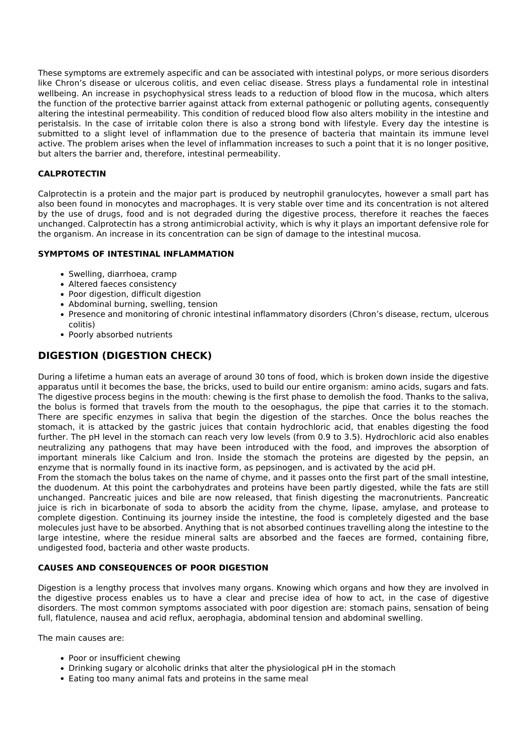These symptoms are extremely aspecific and can be associated with intestinal polyps, or more serious disorders like Chron's disease or ulcerous colitis, and even celiac disease. Stress plays a fundamental role in intestinal wellbeing. An increase in psychophysical stress leads to a reduction of blood flow in the mucosa, which alters the function of the protective barrier against attack from external pathogenic or polluting agents, consequently altering the intestinal permeability. This condition of reduced blood flow also alters mobility in the intestine and peristalsis. In the case of irritable colon there is also a strong bond with lifestyle. Every day the intestine is submitted to a slight level of inflammation due to the presence of bacteria that maintain its immune level active. The problem arises when the level of inflammation increases to such a point that it is no longer positive, but alters the barrier and, therefore, intestinal permeability.

### CALPROTECTIN

Calprotectin is a protein and the major part is produced by neutrophil granulocytes, however a small part has also been found in monocytes and macrophages. It is very stable over time and its concentration is not altered by the use of drugs, food and is not degraded during the digestive process, therefore it reaches the faeces unchanged. Calprotectin has a strong antimicrobial activity, which is why it plays an important defensive role for the organism. An increase in its concentration can be sign of damage to the intestinal mucosa.

### SYMPTOMS OF INTESTINAL INFLAMMATION

- Swelling, diarrhoea, cramp
- Altered faeces consistency
- Poor digestion, difficult digestion
- Abdominal burning, swelling, tension
- Presence and monitoring of chronic intestinal inflammatory disorders (Chron's disease, rectum, ulcerous colitis)
- Poorly absorbed nutrients

## DIGESTION (DIGESTION CHECK)

During a lifetime a human eats an average of around 30 tons of food, which is broken down inside the digestive apparatus until it becomes the base, the bricks, used to build our entire organism: amino acids, sugars and fats. The digestive process begins in the mouth: chewing is the first phase to demolish the food. Thanks to the saliva, the bolus is formed that travels from the mouth to the oesophagus, the pipe that carries it to the stomach. There are specific enzymes in saliva that begin the digestion of the starches. Once the bolus reaches the stomach, it is attacked by the gastric juices that contain hydrochloric acid, that enables digesting the food further. The pH level in the stomach can reach very low levels (from 0.9 to 3.5). Hydrochloric acid also enables neutralizing any pathogens that may have been introduced with the food, and improves the absorption of important minerals like Calcium and Iron. Inside the stomach the proteins are digested by the pepsin, an enzyme that is normally found in its inactive form, as pepsinogen, and is activated by the acid pH.
From the stomach the bolus takes on the name of chyme, and it passes onto the first part of the small intestine, the duodenum. At this point the carbohydrates and proteins have been partly digested, while the fats are still unchanged. Pancreatic juices and bile are now released, that finish digesting the macronutrients. Pancreatic juice is rich in bicarbonate of soda to absorb the acidity from the chyme, lipase, amylase, and protease to complete digestion. Continuing its journey inside the intestine, the food is completely digested and the base molecules just have to be absorbed. Anything that is not absorbed continues travelling along the intestine to the large intestine, where the residue mineral salts are absorbed and the faeces are formed, containing fibre, undigested food, bacteria and other waste products.

### CAUSES AND CONSEQUENCES OF POOR DIGESTION

Digestion is a lengthy process that involves many organs. Knowing which organs and how they are involved in the digestive process enables us to have a clear and precise idea of how to act, in the case of digestive disorders. The most common symptoms associated with poor digestion are: stomach pains, sensation of being full, flatulence, nausea and acid reflux, aerophagia, abdominal tension and abdominal swelling.

The main causes are:

- Poor or insufficient chewing
- Drinking sugary or alcoholic drinks that alter the physiological pH in the stomach
- Eating too many animal fats and proteins in the same meal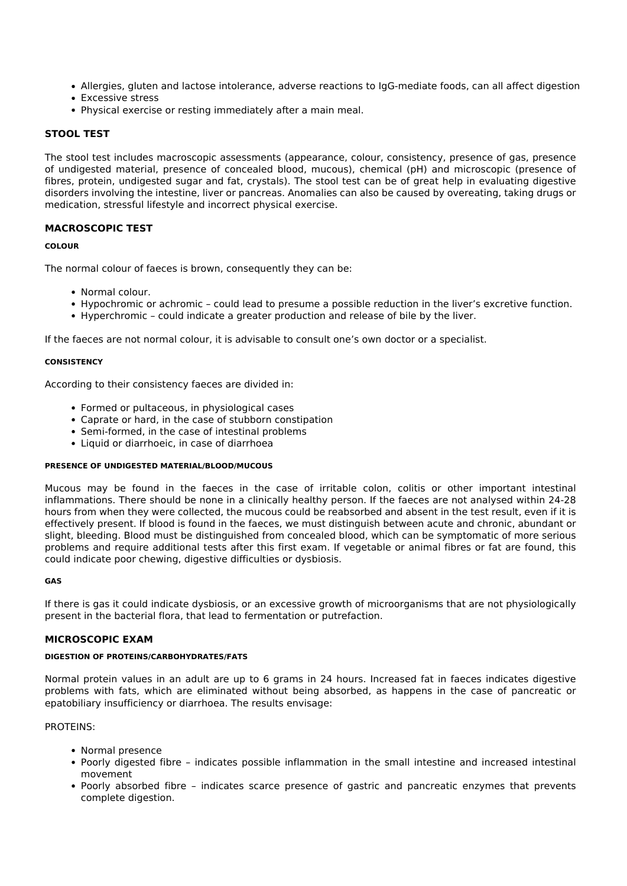- Allergies, gluten and lactose intolerance, adverse reactions to IgG-mediate foods, can all affect digestion
- Excessive stress
- Physical exercise or resting immediately after a main meal.

## STOOL TEST

The stool test includes macroscopic assessments (appearance, colour, consistency, presence of gas, presence of undigested material, presence of concealed blood, mucous), chemical (pH) and microscopic (presence of fibres, protein, undigested sugar and fat, crystals). The stool test can be of great help in evaluating digestive disorders involving the intestine, liver or pancreas. Anomalies can also be caused by overeating, taking drugs or medication, stressful lifestyle and incorrect physical exercise.

## MACROSCOPIC TEST

#### COLOUR

The normal colour of faeces is brown, consequently they can be:

- Normal colour.
- Hypochromic or achromic – could lead to presume a possible reduction in the liver's excretive function.
- Hyperchromic – could indicate a greater production and release of bile by the liver.

If the faeces are not normal colour, it is advisable to consult one's own doctor or a specialist.

#### CONSISTENCY

According to their consistency faeces are divided in:

- Formed or pultaceous, in physiological cases
- Caprate or hard, in the case of stubborn constipation
- Semi-formed, in the case of intestinal problems
- Liquid or diarrhoeic, in case of diarrhoea

#### PRESENCE OF UNDIGESTED MATERIAL/BLOOD/MUCOUS

Mucous may be found in the faeces in the case of irritable colon, colitis or other important intestinal inflammations. There should be none in a clinically healthy person. If the faeces are not analysed within 24-28 hours from when they were collected, the mucous could be reabsorbed and absent in the test result, even if it is effectively present. If blood is found in the faeces, we must distinguish between acute and chronic, abundant or slight, bleeding. Blood must be distinguished from concealed blood, which can be symptomatic of more serious problems and require additional tests after this first exam. If vegetable or animal fibres or fat are found, this could indicate poor chewing, digestive difficulties or dysbiosis.

#### GAS

If there is gas it could indicate dysbiosis, or an excessive growth of microorganisms that are not physiologically present in the bacterial flora, that lead to fermentation or putrefaction.

## MICROSCOPIC EXAM

#### DIGESTION OF PROTEINS/CARBOHYDRATES/FATS

Normal protein values in an adult are up to 6 grams in 24 hours. Increased fat in faeces indicates digestive problems with fats, which are eliminated without being absorbed, as happens in the case of pancreatic or epatobiliary insufficiency or diarrhoea. The results envisage:

PROTEINS:

- Normal presence
- Poorly digested fibre – indicates possible inflammation in the small intestine and increased intestinal movement
- Poorly absorbed fibre – indicates scarce presence of gastric and pancreatic enzymes that prevents complete digestion.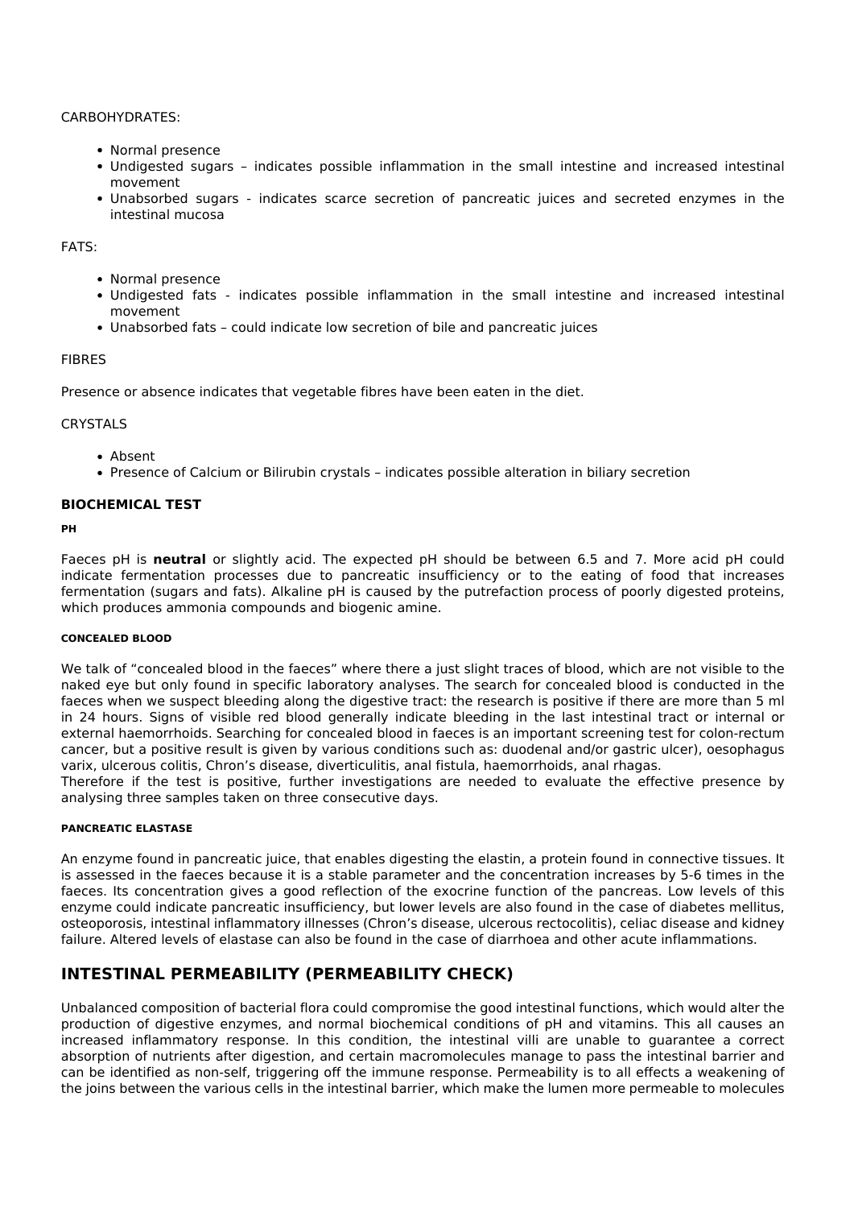CARBOHYDRATES:

- Normal presence
- Undigested sugars – indicates possible inflammation in the small intestine and increased intestinal movement
- Unabsorbed sugars - indicates scarce secretion of pancreatic juices and secreted enzymes in the intestinal mucosa

FATS:

- Normal presence
- Undigested fats - indicates possible inflammation in the small intestine and increased intestinal movement
- Unabsorbed fats – could indicate low secretion of bile and pancreatic juices

FIBRES

Presence or absence indicates that vegetable fibres have been eaten in the diet.

CRYSTALS

- Absent
- Presence of Calcium or Bilirubin crystals – indicates possible alteration in biliary secretion

### BIOCHEMICAL TEST

##### PH

Faeces pH is **neutral** or slightly acid. The expected pH should be between 6.5 and 7. More acid pH could indicate fermentation processes due to pancreatic insufficiency or to the eating of food that increases fermentation (sugars and fats). Alkaline pH is caused by the putrefaction process of poorly digested proteins, which produces ammonia compounds and biogenic amine.

##### CONCEALED BLOOD

We talk of "concealed blood in the faeces" where there a just slight traces of blood, which are not visible to the naked eye but only found in specific laboratory analyses. The search for concealed blood is conducted in the faeces when we suspect bleeding along the digestive tract: the research is positive if there are more than 5 ml in 24 hours. Signs of visible red blood generally indicate bleeding in the last intestinal tract or internal or external haemorrhoids. Searching for concealed blood in faeces is an important screening test for colon-rectum cancer, but a positive result is given by various conditions such as: duodenal and/or gastric ulcer), oesophagus varix, ulcerous colitis, Chron's disease, diverticulitis, anal fistula, haemorrhoids, anal rhagas.
Therefore if the test is positive, further investigations are needed to evaluate the effective presence by analysing three samples taken on three consecutive days.

##### PANCREATIC ELASTASE

An enzyme found in pancreatic juice, that enables digesting the elastin, a protein found in connective tissues. It is assessed in the faeces because it is a stable parameter and the concentration increases by 5-6 times in the faeces. Its concentration gives a good reflection of the exocrine function of the pancreas. Low levels of this enzyme could indicate pancreatic insufficiency, but lower levels are also found in the case of diabetes mellitus, osteoporosis, intestinal inflammatory illnesses (Chron's disease, ulcerous rectocolitis), celiac disease and kidney failure. Altered levels of elastase can also be found in the case of diarrhoea and other acute inflammations.

## INTESTINAL PERMEABILITY (PERMEABILITY CHECK)

Unbalanced composition of bacterial flora could compromise the good intestinal functions, which would alter the production of digestive enzymes, and normal biochemical conditions of pH and vitamins. This all causes an increased inflammatory response. In this condition, the intestinal villi are unable to guarantee a correct absorption of nutrients after digestion, and certain macromolecules manage to pass the intestinal barrier and can be identified as non-self, triggering off the immune response. Permeability is to all effects a weakening of the joins between the various cells in the intestinal barrier, which make the lumen more permeable to molecules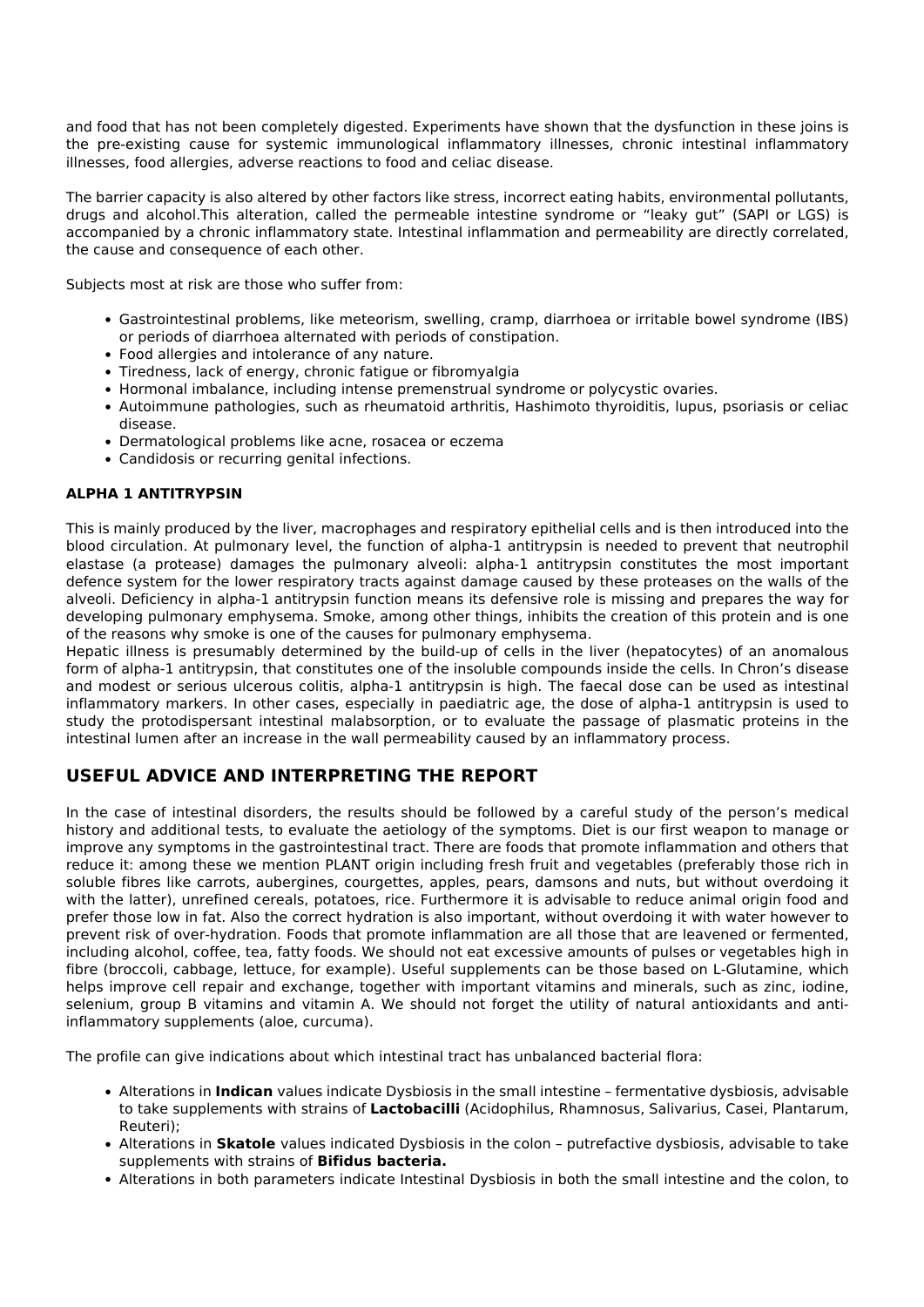and food that has not been completely digested. Experiments have shown that the dysfunction in these joins is the pre-existing cause for systemic immunological inflammatory illnesses, chronic intestinal inflammatory illnesses, food allergies, adverse reactions to food and celiac disease.

The barrier capacity is also altered by other factors like stress, incorrect eating habits, environmental pollutants, drugs and alcohol.This alteration, called the permeable intestine syndrome or “leaky gut” (SAPI or LGS) is accompanied by a chronic inflammatory state. Intestinal inflammation and permeability are directly correlated, the cause and consequence of each other.

Subjects most at risk are those who suffer from:

- Gastrointestinal problems, like meteorism, swelling, cramp, diarrhoea or irritable bowel syndrome (IBS) or periods of diarrhoea alternated with periods of constipation.
- Food allergies and intolerance of any nature.
- Tiredness, lack of energy, chronic fatigue or fibromyalgia
- Hormonal imbalance, including intense premenstrual syndrome or polycystic ovaries.
- Autoimmune pathologies, such as rheumatoid arthritis, Hashimoto thyroiditis, lupus, psoriasis or celiac disease.
- Dermatological problems like acne, rosacea or eczema
- Candidosis or recurring genital infections.

**ALPHA 1 ANTITRYPSIN**

This is mainly produced by the liver, macrophages and respiratory epithelial cells and is then introduced into the blood circulation. At pulmonary level, the function of alpha-1 antitrypsin is needed to prevent that neutrophil elastase (a protease) damages the pulmonary alveoli: alpha-1 antitrypsin constitutes the most important defence system for the lower respiratory tracts against damage caused by these proteases on the walls of the alveoli. Deficiency in alpha-1 antitrypsin function means its defensive role is missing and prepares the way for developing pulmonary emphysema. Smoke, among other things, inhibits the creation of this protein and is one of the reasons why smoke is one of the causes for pulmonary emphysema.
Hepatic illness is presumably determined by the build-up of cells in the liver (hepatocytes) of an anomalous form of alpha-1 antitrypsin, that constitutes one of the insoluble compounds inside the cells. In Chron’s disease and modest or serious ulcerous colitis, alpha-1 antitrypsin is high. The faecal dose can be used as intestinal inflammatory markers. In other cases, especially in paediatric age, the dose of alpha-1 antitrypsin is used to study the protodispersant intestinal malabsorption, or to evaluate the passage of plasmatic proteins in the intestinal lumen after an increase in the wall permeability caused by an inflammatory process.

## USEFUL ADVICE AND INTERPRETING THE REPORT

In the case of intestinal disorders, the results should be followed by a careful study of the person’s medical history and additional tests, to evaluate the aetiology of the symptoms. Diet is our first weapon to manage or improve any symptoms in the gastrointestinal tract. There are foods that promote inflammation and others that reduce it: among these we mention PLANT origin including fresh fruit and vegetables (preferably those rich in soluble fibres like carrots, aubergines, courgettes, apples, pears, damsons and nuts, but without overdoing it with the latter), unrefined cereals, potatoes, rice. Furthermore it is advisable to reduce animal origin food and prefer those low in fat. Also the correct hydration is also important, without overdoing it with water however to prevent risk of over-hydration. Foods that promote inflammation are all those that are leavened or fermented, including alcohol, coffee, tea, fatty foods. We should not eat excessive amounts of pulses or vegetables high in fibre (broccoli, cabbage, lettuce, for example). Useful supplements can be those based on L-Glutamine, which helps improve cell repair and exchange, together with important vitamins and minerals, such as zinc, iodine, selenium, group B vitamins and vitamin A. We should not forget the utility of natural antioxidants and anti-inflammatory supplements (aloe, curcuma).

The profile can give indications about which intestinal tract has unbalanced bacterial flora:

- Alterations in **Indican** values indicate Dysbiosis in the small intestine – fermentative dysbiosis, advisable to take supplements with strains of **Lactobacilli** (Acidophilus, Rhamnosus, Salivarius, Casei, Plantarum, Reuteri);
- Alterations in **Skatole** values indicated Dysbiosis in the colon – putrefactive dysbiosis, advisable to take supplements with strains of **Bifidus bacteria.**
- Alterations in both parameters indicate Intestinal Dysbiosis in both the small intestine and the colon, to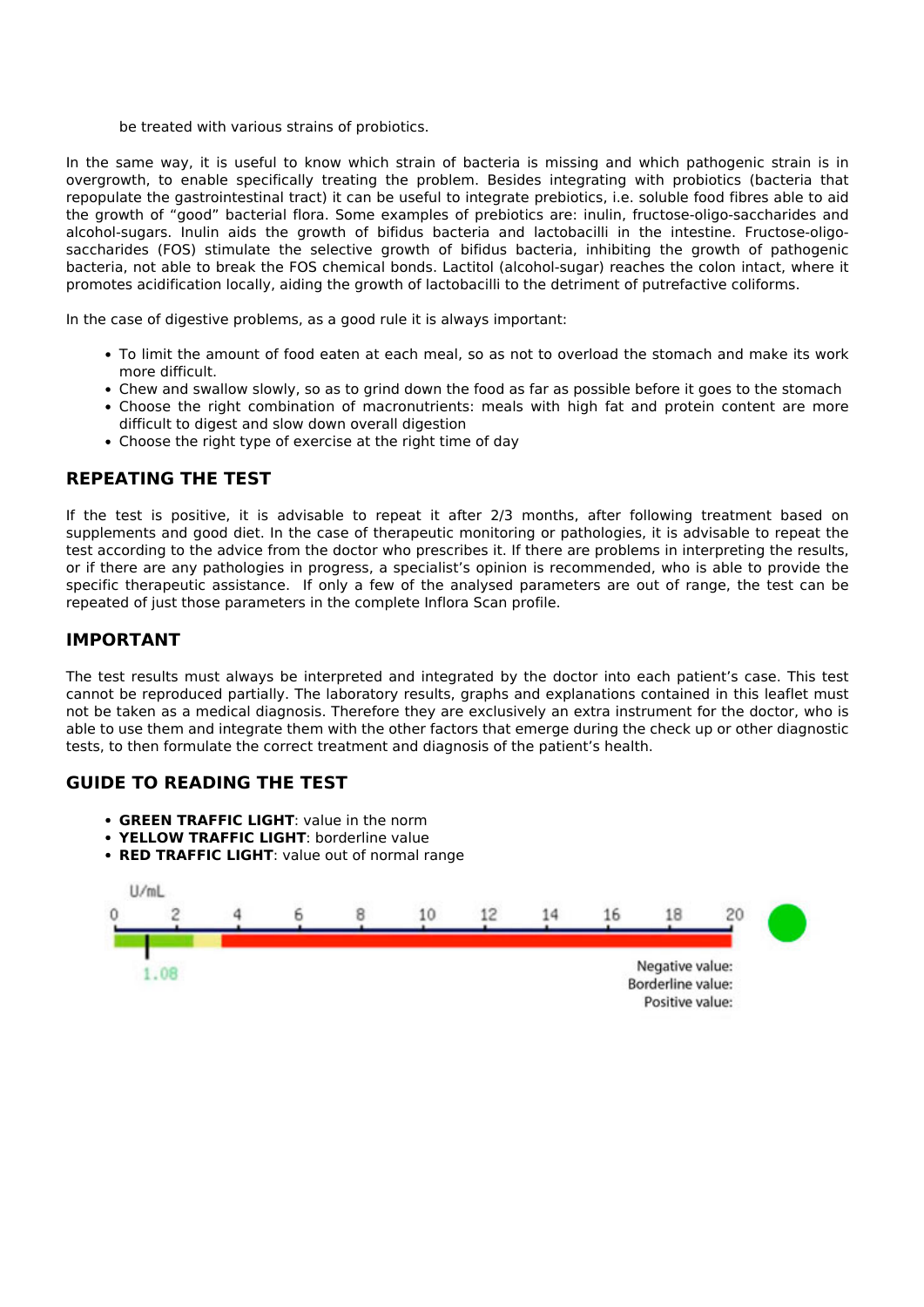be treated with various strains of probiotics.

In the same way, it is useful to know which strain of bacteria is missing and which pathogenic strain is in overgrowth, to enable specifically treating the problem. Besides integrating with probiotics (bacteria that repopulate the gastrointestinal tract) it can be useful to integrate prebiotics, i.e. soluble food fibres able to aid the growth of "good" bacterial flora. Some examples of prebiotics are: inulin, fructose-oligo-saccharides and alcohol-sugars. Inulin aids the growth of bifidus bacteria and lactobacilli in the intestine. Fructose-oligo-saccharides (FOS) stimulate the selective growth of bifidus bacteria, inhibiting the growth of pathogenic bacteria, not able to break the FOS chemical bonds. Lactitol (alcohol-sugar) reaches the colon intact, where it promotes acidification locally, aiding the growth of lactobacilli to the detriment of putrefactive coliforms.

In the case of digestive problems, as a good rule it is always important:

- To limit the amount of food eaten at each meal, so as not to overload the stomach and make its work more difficult.
- Chew and swallow slowly, so as to grind down the food as far as possible before it goes to the stomach
- Choose the right combination of macronutrients: meals with high fat and protein content are more difficult to digest and slow down overall digestion
- Choose the right type of exercise at the right time of day

## REPEATING THE TEST

If the test is positive, it is advisable to repeat it after 2/3 months, after following treatment based on supplements and good diet. In the case of therapeutic monitoring or pathologies, it is advisable to repeat the test according to the advice from the doctor who prescribes it. If there are problems in interpreting the results, or if there are any pathologies in progress, a specialist's opinion is recommended, who is able to provide the specific therapeutic assistance. If only a few of the analysed parameters are out of range, the test can be repeated of just those parameters in the complete Inflora Scan profile.

## IMPORTANT

The test results must always be interpreted and integrated by the doctor into each patient's case. This test cannot be reproduced partially. The laboratory results, graphs and explanations contained in this leaflet must not be taken as a medical diagnosis. Therefore they are exclusively an extra instrument for the doctor, who is able to use them and integrate them with the other factors that emerge during the check up or other diagnostic tests, to then formulate the correct treatment and diagnosis of the patient's health.

## GUIDE TO READING THE TEST

- **GREEN TRAFFIC LIGHT**: value in the norm
- **YELLOW TRAFFIC LIGHT**: borderline value
- **RED TRAFFIC LIGHT**: value out of normal range

U/mL

0 2 4 6 8 10 12 14 16 18 20

1.08

Negative value:
Borderline value:
Positive value: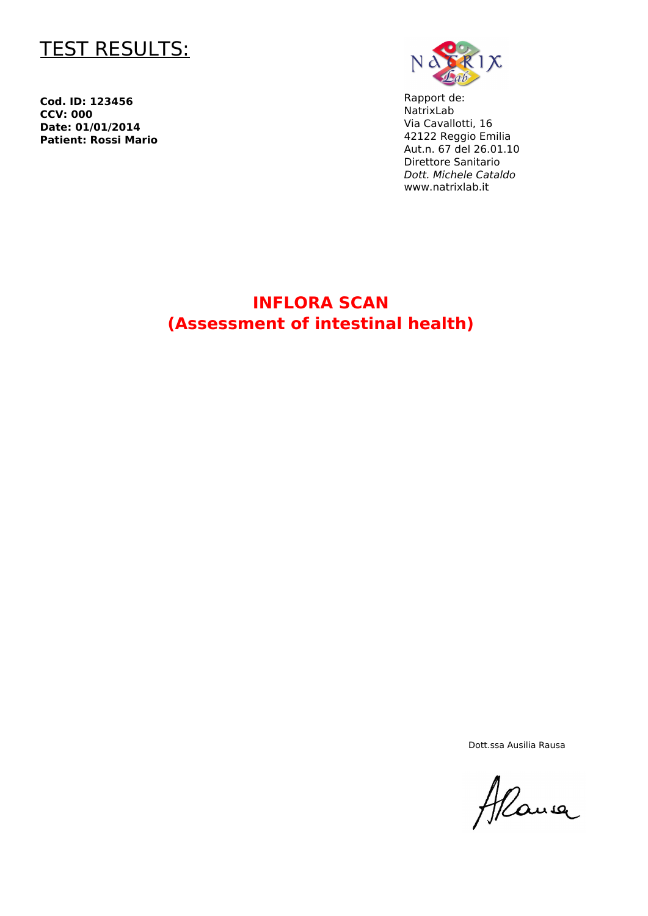# TEST RESULTS:

**Cod. ID: 123456**
**CCV: 000**
**Date: 01/01/2014**
**Patient: Rossi Mario**

Rapport de:
NatrixLab
Via Cavallotti, 16
42122 Reggio Emilia
Aut.n. 67 del 26.01.10
Direttore Sanitario
*Dott. Michele Cataldo*
www.natrixlab.it

## INFLORA SCAN
## (Assessment of intestinal health)

Dott.ssa Ausilia Rausa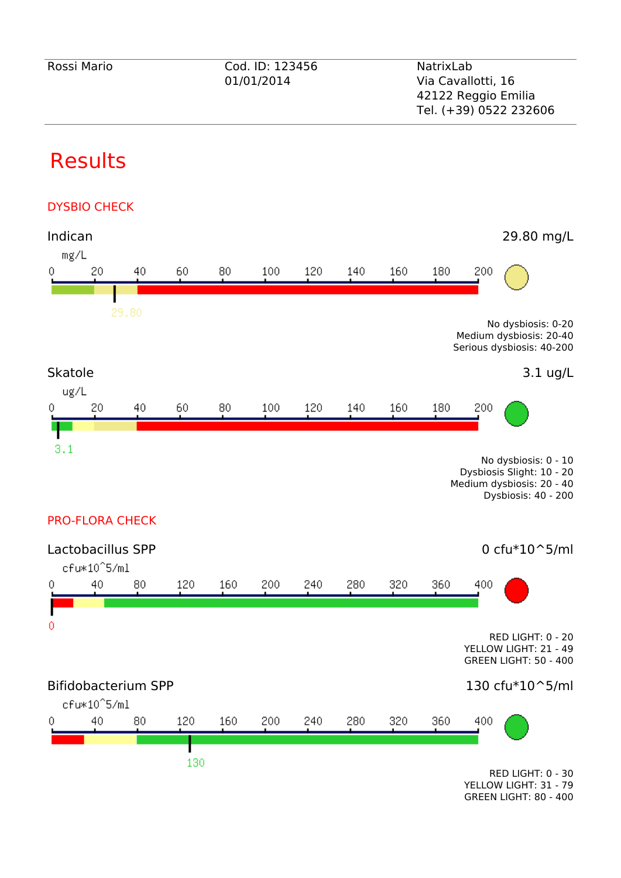| Rossi Mario | Cod. ID: 123456<br>01/01/2014 | NatrixLab<br>Via Cavallotti, 16<br>42122 Reggio Emilia<br>Tel. (+39) 0522 232606 |
|---|---|---|

# Results

## DYSBIO CHECK

### Indican

29.80 mg/L

mg/L

0 20 40 60 80 100 120 140 160 180 200

29.80

No dysbiosis: 0-20
Medium dysbiosis: 20-40
Serious dysbiosis: 40-200

### Skatole

3.1 ug/L

ug/L

0 20 40 60 80 100 120 140 160 180 200

3.1

No dysbiosis: 0 - 10
Dysbiosis Slight: 10 - 20
Medium dysbiosis: 20 - 40
Dysbiosis: 40 - 200

## PRO-FLORA CHECK

### Lactobacillus SPP

0 cfu*10^5/ml

cfu*10^5/ml

0 40 80 120 160 200 240 280 320 360 400

0

RED LIGHT: 0 - 20
YELLOW LIGHT: 21 - 49
GREEN LIGHT: 50 - 400

### Bifidobacterium SPP

130 cfu*10^5/ml

cfu*10^5/ml

0 40 80 120 160 200 240 280 320 360 400

130

RED LIGHT: 0 - 30
YELLOW LIGHT: 31 - 79
GREEN LIGHT: 80 - 400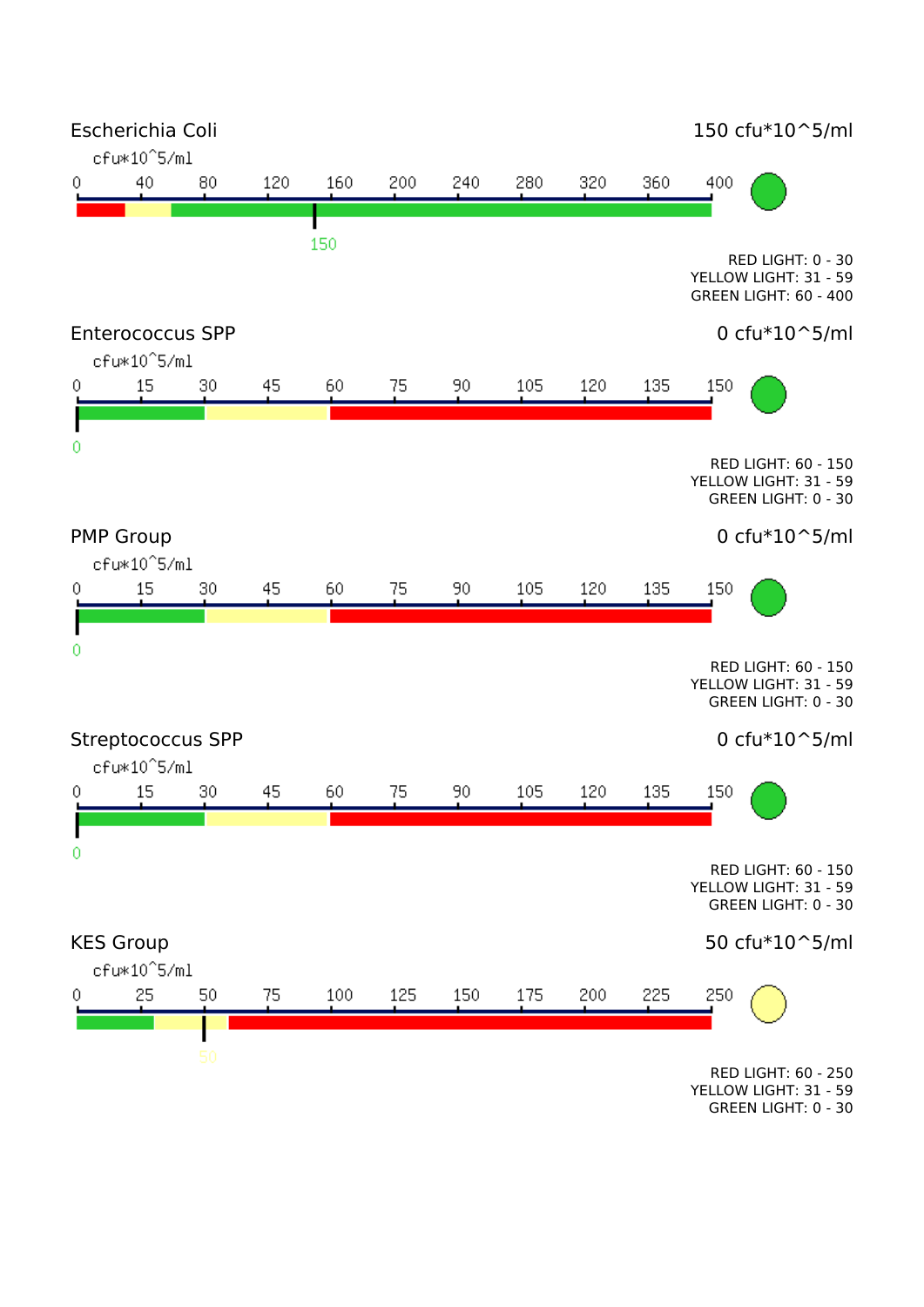## Escherichia Coli

**150 cfu*10^5/ml**

cfu*10^5/ml

0 40 80 120 160 200 240 280 320 360 400

150

RED LIGHT: 0 - 30
YELLOW LIGHT: 31 - 59
GREEN LIGHT: 60 - 400

## Enterococcus SPP

**0 cfu*10^5/ml**

cfu*10^5/ml

0 15 30 45 60 75 90 105 120 135 150

0

RED LIGHT: 60 - 150
YELLOW LIGHT: 31 - 59
GREEN LIGHT: 0 - 30

## PMP Group

**0 cfu*10^5/ml**

cfu*10^5/ml

0 15 30 45 60 75 90 105 120 135 150

0

RED LIGHT: 60 - 150
YELLOW LIGHT: 31 - 59
GREEN LIGHT: 0 - 30

## Streptococcus SPP

**0 cfu*10^5/ml**

cfu*10^5/ml

0 15 30 45 60 75 90 105 120 135 150

0

RED LIGHT: 60 - 150
YELLOW LIGHT: 31 - 59
GREEN LIGHT: 0 - 30

## KES Group

**50 cfu*10^5/ml**

cfu*10^5/ml

0 25 50 75 100 125 150 175 200 225 250

50

RED LIGHT: 60 - 250
YELLOW LIGHT: 31 - 59
GREEN LIGHT: 0 - 30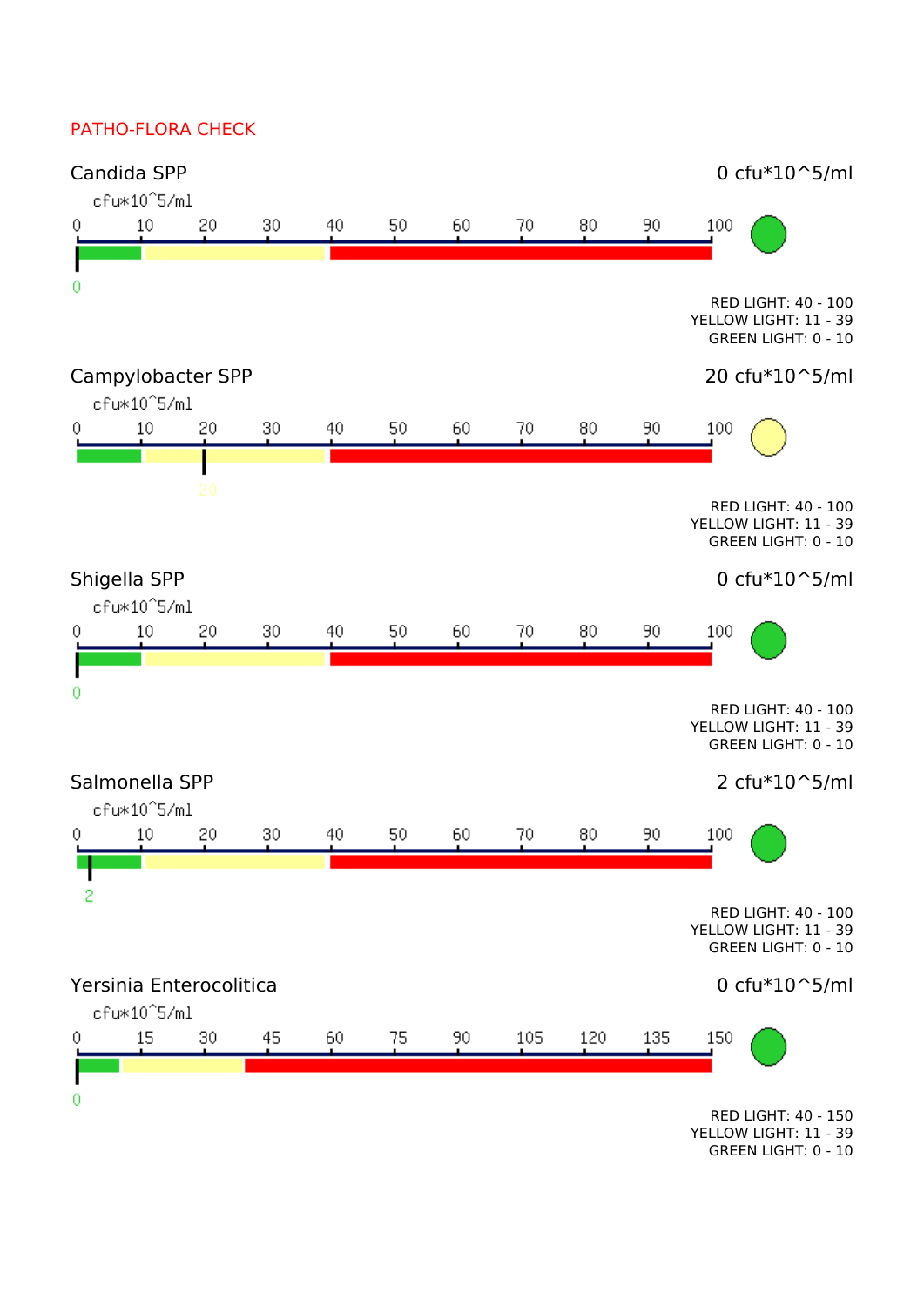# PATHO-FLORA CHECK

## Candida SPP

0 cfu*10^5/ml

cfu*10^5/ml

0 10 20 30 40 50 60 70 80 90 100

0

RED LIGHT: 40 - 100
YELLOW LIGHT: 11 - 39
GREEN LIGHT: 0 - 10

## Campylobacter SPP

20 cfu*10^5/ml

cfu*10^5/ml

0 10 20 30 40 50 60 70 80 90 100

20

RED LIGHT: 40 - 100
YELLOW LIGHT: 11 - 39
GREEN LIGHT: 0 - 10

## Shigella SPP

0 cfu*10^5/ml

cfu*10^5/ml

0 10 20 30 40 50 60 70 80 90 100

0

RED LIGHT: 40 - 100
YELLOW LIGHT: 11 - 39
GREEN LIGHT: 0 - 10

## Salmonella SPP

2 cfu*10^5/ml

cfu*10^5/ml

0 10 20 30 40 50 60 70 80 90 100

2

RED LIGHT: 40 - 100
YELLOW LIGHT: 11 - 39
GREEN LIGHT: 0 - 10

## Yersinia Enterocolitica

0 cfu*10^5/ml

cfu*10^5/ml

0 15 30 45 60 75 90 105 120 135 150

0

RED LIGHT: 40 - 150
YELLOW LIGHT: 11 - 39
GREEN LIGHT: 0 - 10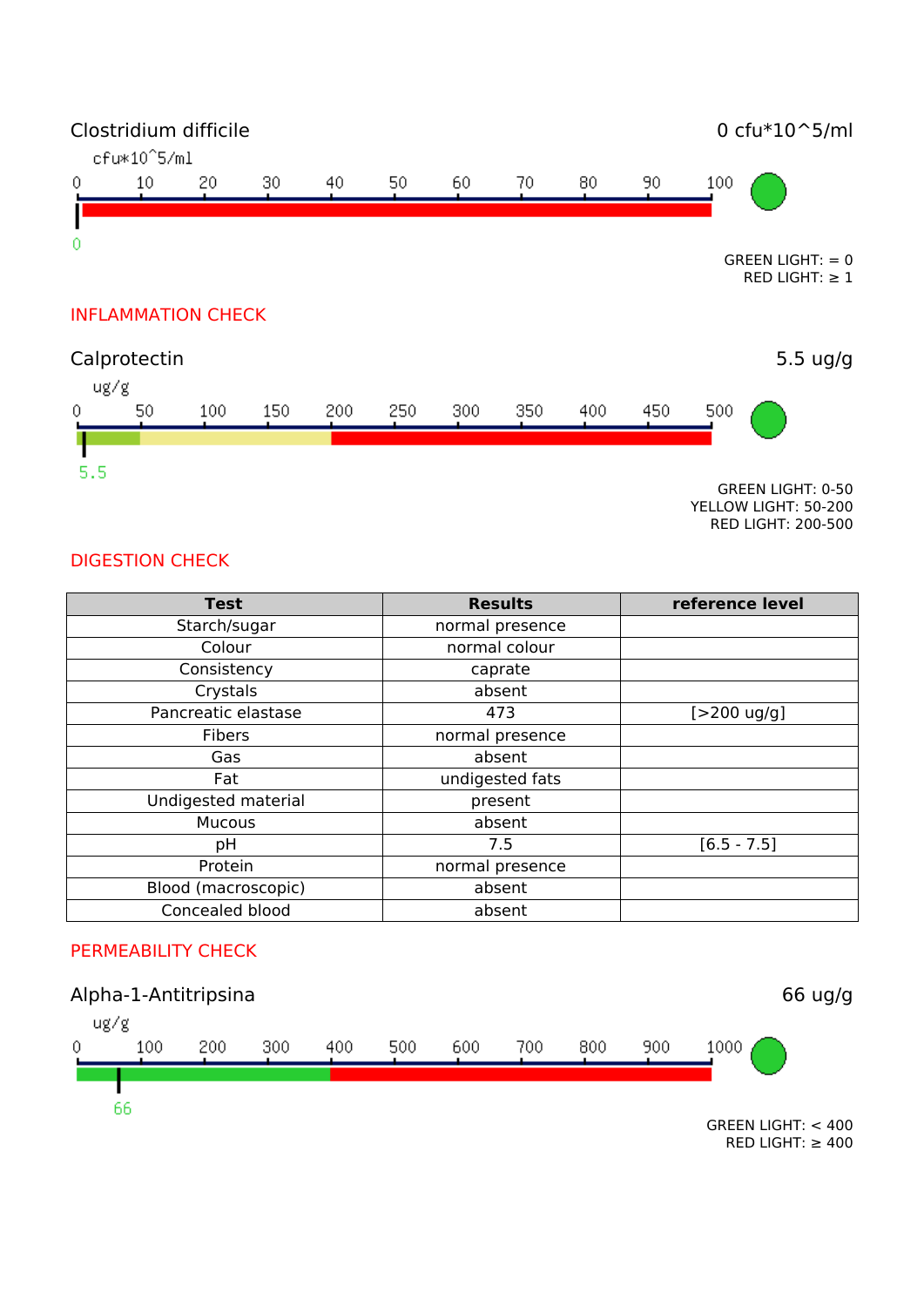Clostridium difficile 0 cfu*10^5/ml

cfu*10^5/ml

0 10 20 30 40 50 60 70 80 90 100

0

GREEN LIGHT: = 0
RED LIGHT: ≥ 1

## INFLAMMATION CHECK

Calprotectin 5.5 ug/g

ug/g

0 50 100 150 200 250 300 350 400 450 500

5.5

GREEN LIGHT: 0-50
YELLOW LIGHT: 50-200
RED LIGHT: 200-500

## DIGESTION CHECK

| Test | Results | reference level |
|---|---|---|
| Starch/sugar | normal presence | |
| Colour | normal colour | |
| Consistency | caprate | |
| Crystals | absent | |
| Pancreatic elastase | 473 | [>200 ug/g] |
| Fibers | normal presence | |
| Gas | absent | |
| Fat | undigested fats | |
| Undigested material | present | |
| Mucous | absent | |
| pH | 7.5 | [6.5 - 7.5] |
| Protein | normal presence | |
| Blood (macroscopic) | absent | |
| Concealed blood | absent | |

## PERMEABILITY CHECK

Alpha-1-Antitripsina 66 ug/g

ug/g

0 100 200 300 400 500 600 700 800 900 1000

66

GREEN LIGHT: < 400
RED LIGHT: ≥ 400